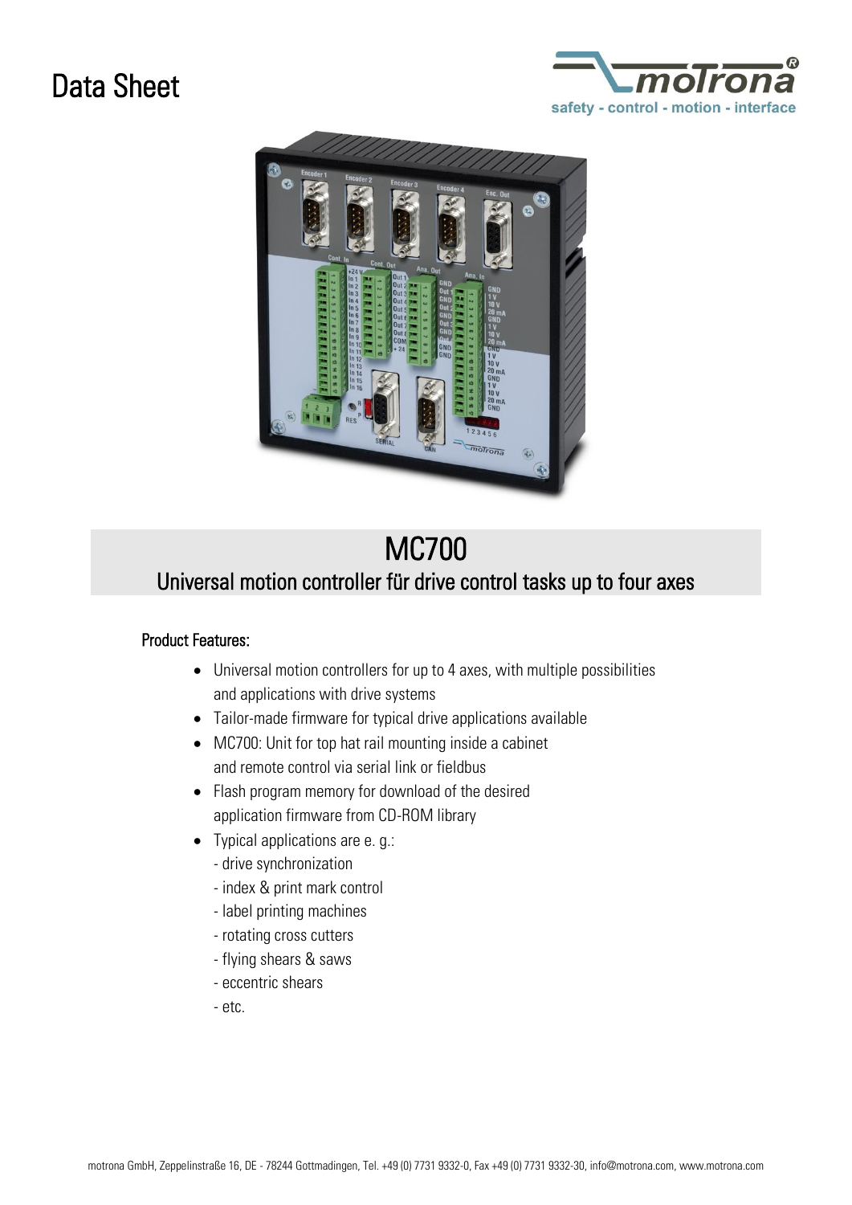# Data Sheet

# MC700

## Universal motion controller für drive control tasks up to four axes

### Product Features:

- Universal motion controllers for up to 4 axes, with multiple possibilities and applications with drive systems
- Tailor-made firmware for typical drive applications available
- MC700: Unit for top hat rail mounting inside a cabinet and remote control via serial link or fieldbus
- Flash program memory for download of the desired application firmware from CD-ROM library
- Typical applications are e. g.:
  - drive synchronization
  - index & print mark control
  - label printing machines
  - rotating cross cutters
  - flying shears & saws
  - eccentric shears
  - etc.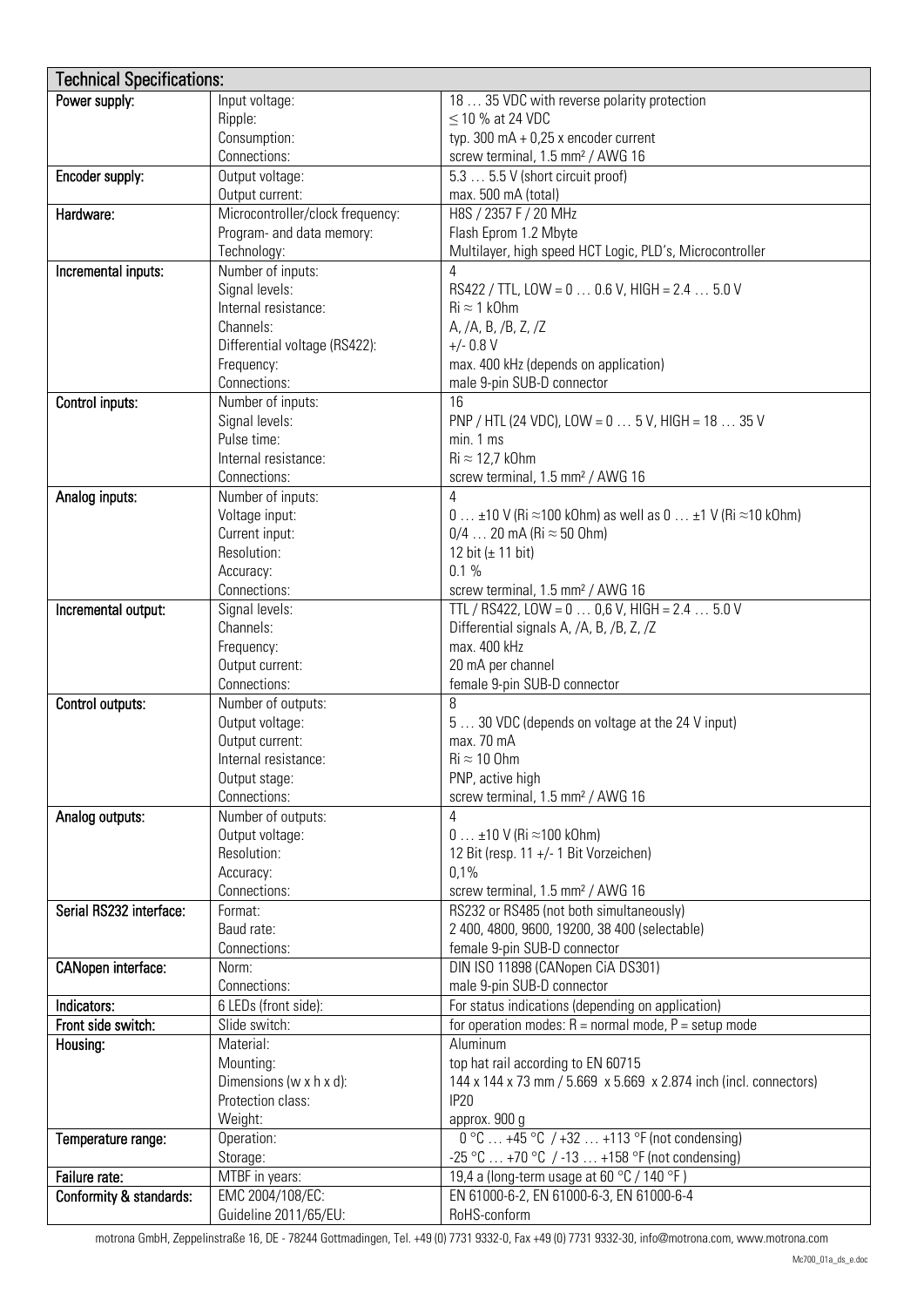| Technical Specifications: | | |
|---|---|---|
| **Power supply:** | Input voltage: | 18 … 35 VDC with reverse polarity protection |
| | Ripple: | ≤ 10 % at 24 VDC |
| | Consumption: | typ. 300 mA + 0,25 x encoder current |
| | Connections: | screw terminal, 1.5 mm² / AWG 16 |
| **Encoder supply:** | Output voltage: | 5.3 … 5.5 V (short circuit proof) |
| | Output current: | max. 500 mA (total) |
| **Hardware:** | Microcontroller/clock frequency: | H8S / 2357 F / 20 MHz |
| | Program- and data memory: | Flash Eprom 1.2 Mbyte |
| | Technology: | Multilayer, high speed HCT Logic, PLD's, Microcontroller |
| **Incremental inputs:** | Number of inputs: | 4 |
| | Signal levels: | RS422 / TTL, LOW = 0 … 0.6 V, HIGH = 2.4 … 5.0 V |
| | Internal resistance: | Ri ≈ 1 kOhm |
| | Channels: | A, /A, B, /B, Z, /Z |
| | Differential voltage (RS422): | +/- 0.8 V |
| | Frequency: | max. 400 kHz (depends on application) |
| | Connections: | male 9-pin SUB-D connector |
| **Control inputs:** | Number of inputs: | 16 |
| | Signal levels: | PNP / HTL (24 VDC), LOW = 0 … 5 V, HIGH = 18 … 35 V |
| | Pulse time: | min. 1 ms |
| | Internal resistance: | Ri ≈ 12,7 kOhm |
| | Connections: | screw terminal, 1.5 mm² / AWG 16 |
| **Analog inputs:** | Number of inputs: | 4 |
| | Voltage input: | 0 … ±10 V (Ri ≈100 kOhm) as well as 0 … ±1 V (Ri ≈10 kOhm) |
| | Current input: | 0/4 … 20 mA (Ri ≈ 50 Ohm) |
| | Resolution: | 12 bit (± 11 bit) |
| | Accuracy: | 0.1 % |
| | Connections: | screw terminal, 1.5 mm² / AWG 16 |
| **Incremental output:** | Signal levels: | TTL / RS422, LOW = 0 … 0,6 V, HIGH = 2.4 … 5.0 V |
| | Channels: | Differential signals A, /A, B, /B, Z, /Z |
| | Frequency: | max. 400 kHz |
| | Output current: | 20 mA per channel |
| | Connections: | female 9-pin SUB-D connector |
| **Control outputs:** | Number of outputs: | 8 |
| | Output voltage: | 5 … 30 VDC (depends on voltage at the 24 V input) |
| | Output current: | max. 70 mA |
| | Internal resistance: | Ri ≈ 10 Ohm |
| | Output stage: | PNP, active high |
| | Connections: | screw terminal, 1.5 mm² / AWG 16 |
| **Analog outputs:** | Number of outputs: | 4 |
| | Output voltage: | 0 … ±10 V (Ri ≈100 kOhm) |
| | Resolution: | 12 Bit (resp. 11 +/- 1 Bit Vorzeichen) |
| | Accuracy: | 0,1% |
| | Connections: | screw terminal, 1.5 mm² / AWG 16 |
| **Serial RS232 interface:** | Format: | RS232 or RS485 (not both simultaneously) |
| | Baud rate: | 2 400, 4800, 9600, 19200, 38 400 (selectable) |
| | Connections: | female 9-pin SUB-D connector |
| **CANopen interface:** | Norm: | DIN ISO 11898 (CANopen CiA DS301) |
| | Connections: | male 9-pin SUB-D connector |
| **Indicators:** | 6 LEDs (front side): | For status indications (depending on application) |
| **Front side switch:** | Slide switch: | for operation modes: R = normal mode, P = setup mode |
| **Housing:** | Material: | Aluminum |
| | Mounting: | top hat rail according to EN 60715 |
| | Dimensions (w x h x d): | 144 x 144 x 73 mm / 5.669 x 5.669 x 2.874 inch (incl. connectors) |
| | Protection class: | IP20 |
| | Weight: | approx. 900 g |
| **Temperature range:** | Operation: | 0 °C … +45 °C / +32 … +113 °F (not condensing) |
| | Storage: | -25 °C … +70 °C / -13 … +158 °F (not condensing) |
| **Failure rate:** | MTBF in years: | 19,4 a (long-term usage at 60 °C / 140 °F ) |
| **Conformity & standards:** | EMC 2004/108/EC: | EN 61000-6-2, EN 61000-6-3, EN 61000-6-4 |
| | Guideline 2011/65/EU: | RoHS-conform |

motrona GmbH, Zeppelinstraße 16, DE - 78244 Gottmadingen, Tel. +49 (0) 7731 9332-0, Fax +49 (0) 7731 9332-30, info@motrona.com, www.motrona.com

Mc700_01a_ds_e.doc